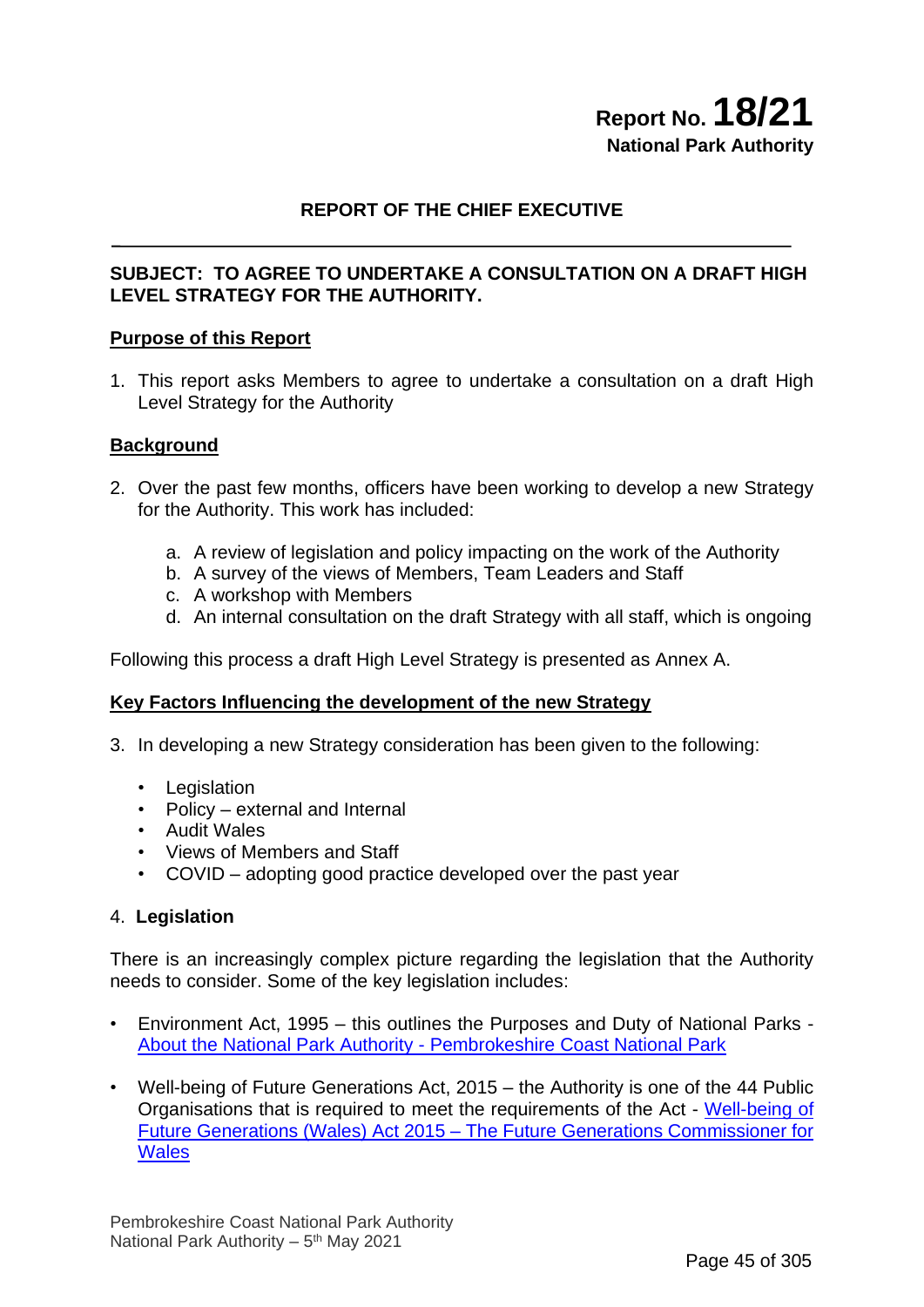**Report No. 18/21**
**National Park Authority**

## REPORT OF THE CHIEF EXECUTIVE

---

**SUBJECT: TO AGREE TO UNDERTAKE A CONSULTATION ON A DRAFT HIGH LEVEL STRATEGY FOR THE AUTHORITY.**

### Purpose of this Report

1. This report asks Members to agree to undertake a consultation on a draft High Level Strategy for the Authority

### Background

2. Over the past few months, officers have been working to develop a new Strategy for the Authority. This work has included:

   a. A review of legislation and policy impacting on the work of the Authority
   b. A survey of the views of Members, Team Leaders and Staff
   c. A workshop with Members
   d. An internal consultation on the draft Strategy with all staff, which is ongoing

Following this process a draft High Level Strategy is presented as Annex A.

### Key Factors Influencing the development of the new Strategy

3. In developing a new Strategy consideration has been given to the following:

   - Legislation
   - Policy – external and Internal
   - Audit Wales
   - Views of Members and Staff
   - COVID – adopting good practice developed over the past year

4. **Legislation**

There is an increasingly complex picture regarding the legislation that the Authority needs to consider. Some of the key legislation includes:

- Environment Act, 1995 – this outlines the Purposes and Duty of National Parks - About the National Park Authority - Pembrokeshire Coast National Park

- Well-being of Future Generations Act, 2015 – the Authority is one of the 44 Public Organisations that is required to meet the requirements of the Act - Well-being of Future Generations (Wales) Act 2015 – The Future Generations Commissioner for Wales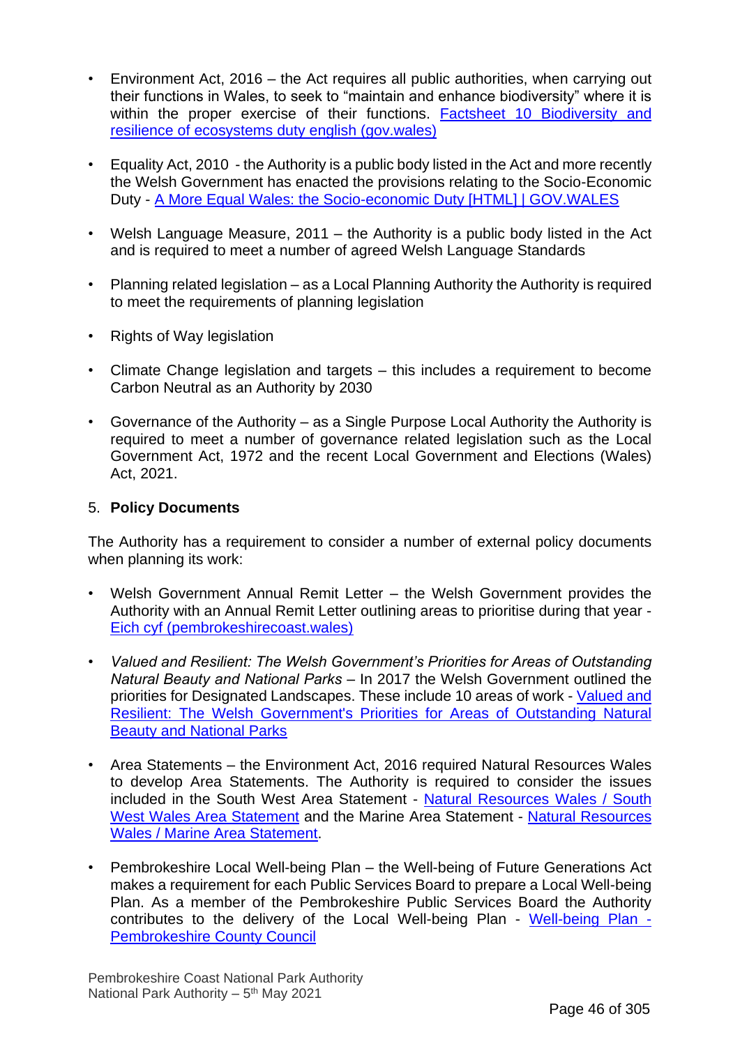- Environment Act, 2016 – the Act requires all public authorities, when carrying out their functions in Wales, to seek to "maintain and enhance biodiversity" where it is within the proper exercise of their functions. [Factsheet 10 Biodiversity and resilience of ecosystems duty english (gov.wales)]

- Equality Act, 2010 - the Authority is a public body listed in the Act and more recently the Welsh Government has enacted the provisions relating to the Socio-Economic Duty - [A More Equal Wales: the Socio-economic Duty [HTML] | GOV.WALES]

- Welsh Language Measure, 2011 – the Authority is a public body listed in the Act and is required to meet a number of agreed Welsh Language Standards

- Planning related legislation – as a Local Planning Authority the Authority is required to meet the requirements of planning legislation

- Rights of Way legislation

- Climate Change legislation and targets – this includes a requirement to become Carbon Neutral as an Authority by 2030

- Governance of the Authority – as a Single Purpose Local Authority the Authority is required to meet a number of governance related legislation such as the Local Government Act, 1972 and the recent Local Government and Elections (Wales) Act, 2021.

5. **Policy Documents**

The Authority has a requirement to consider a number of external policy documents when planning its work:

- Welsh Government Annual Remit Letter – the Welsh Government provides the Authority with an Annual Remit Letter outlining areas to prioritise during that year - [Eich cyf (pembrokeshirecoast.wales)]

- *Valued and Resilient: The Welsh Government's Priorities for Areas of Outstanding Natural Beauty and National Parks* – In 2017 the Welsh Government outlined the priorities for Designated Landscapes. These include 10 areas of work - [Valued and Resilient: The Welsh Government's Priorities for Areas of Outstanding Natural Beauty and National Parks]

- Area Statements – the Environment Act, 2016 required Natural Resources Wales to develop Area Statements. The Authority is required to consider the issues included in the South West Area Statement - [Natural Resources Wales / South West Wales Area Statement] and the Marine Area Statement - [Natural Resources Wales / Marine Area Statement].

- Pembrokeshire Local Well-being Plan – the Well-being of Future Generations Act makes a requirement for each Public Services Board to prepare a Local Well-being Plan. As a member of the Pembrokeshire Public Services Board the Authority contributes to the delivery of the Local Well-being Plan - [Well-being Plan - Pembrokeshire County Council]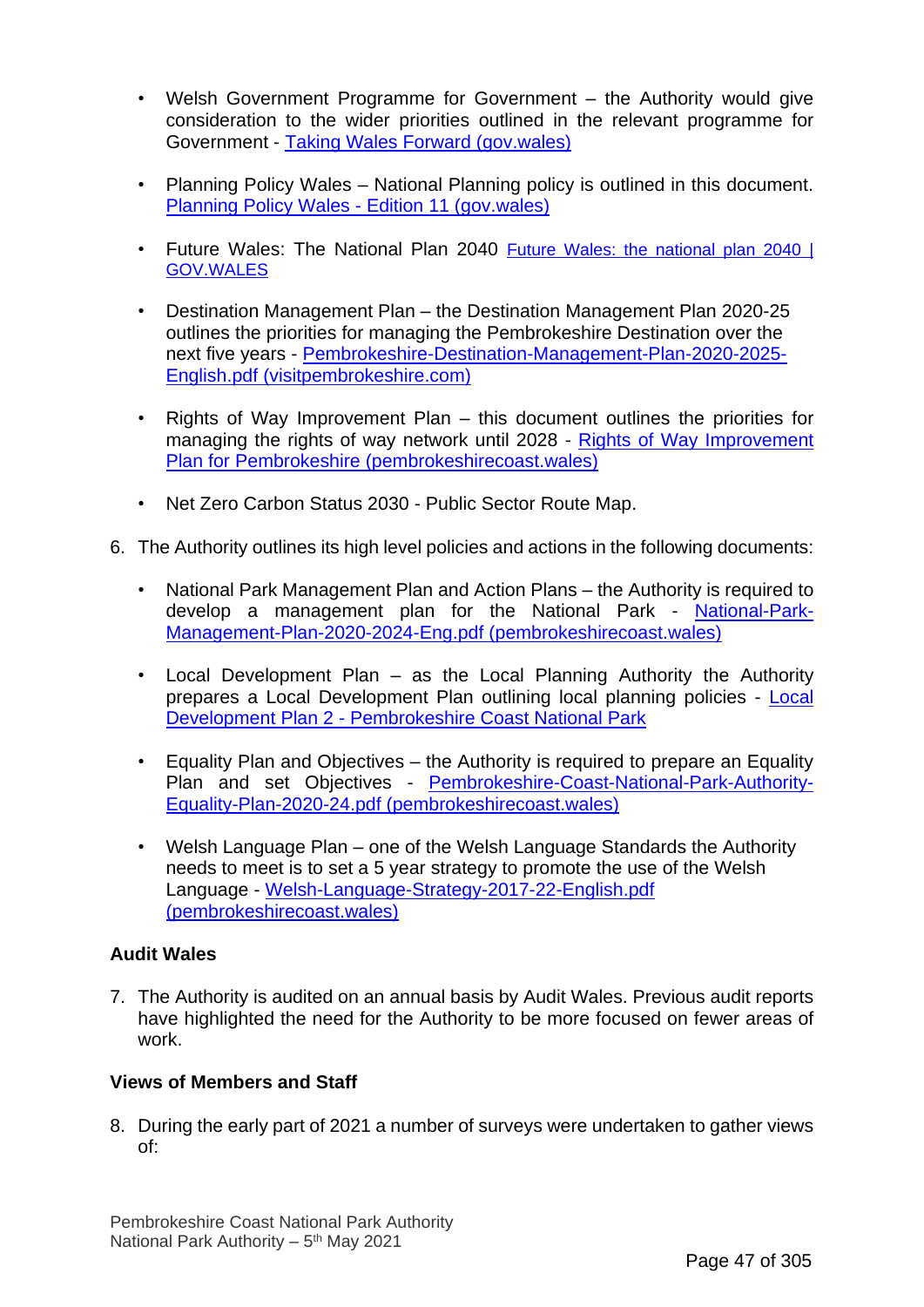- Welsh Government Programme for Government – the Authority would give consideration to the wider priorities outlined in the relevant programme for Government - [Taking Wales Forward (gov.wales)]

- Planning Policy Wales – National Planning policy is outlined in this document. [Planning Policy Wales - Edition 11 (gov.wales)]

- Future Wales: The National Plan 2040 [Future Wales: the national plan 2040 | GOV.WALES]

- Destination Management Plan – the Destination Management Plan 2020-25 outlines the priorities for managing the Pembrokeshire Destination over the next five years - [Pembrokeshire-Destination-Management-Plan-2020-2025-English.pdf (visitpembrokeshire.com)]

- Rights of Way Improvement Plan – this document outlines the priorities for managing the rights of way network until 2028 - [Rights of Way Improvement Plan for Pembrokeshire (pembrokeshirecoast.wales)]

- Net Zero Carbon Status 2030 - Public Sector Route Map.

6. The Authority outlines its high level policies and actions in the following documents:

   - National Park Management Plan and Action Plans – the Authority is required to develop a management plan for the National Park - [National-Park-Management-Plan-2020-2024-Eng.pdf (pembrokeshirecoast.wales)]

   - Local Development Plan – as the Local Planning Authority the Authority prepares a Local Development Plan outlining local planning policies - [Local Development Plan 2 - Pembrokeshire Coast National Park]

   - Equality Plan and Objectives – the Authority is required to prepare an Equality Plan and set Objectives - [Pembrokeshire-Coast-National-Park-Authority-Equality-Plan-2020-24.pdf (pembrokeshirecoast.wales)]

   - Welsh Language Plan – one of the Welsh Language Standards the Authority needs to meet is to set a 5 year strategy to promote the use of the Welsh Language - [Welsh-Language-Strategy-2017-22-English.pdf (pembrokeshirecoast.wales)]

**Audit Wales**

7. The Authority is audited on an annual basis by Audit Wales. Previous audit reports have highlighted the need for the Authority to be more focused on fewer areas of work.

**Views of Members and Staff**

8. During the early part of 2021 a number of surveys were undertaken to gather views of: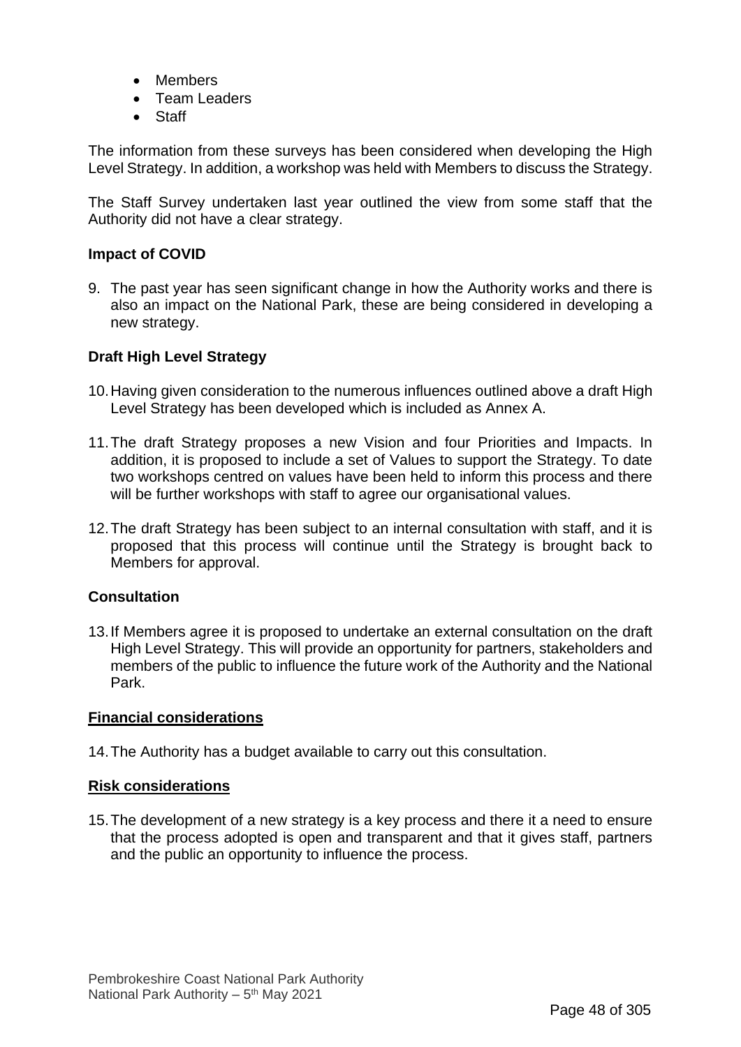- Members
- Team Leaders
- Staff

The information from these surveys has been considered when developing the High Level Strategy. In addition, a workshop was held with Members to discuss the Strategy.

The Staff Survey undertaken last year outlined the view from some staff that the Authority did not have a clear strategy.

**Impact of COVID**

9. The past year has seen significant change in how the Authority works and there is also an impact on the National Park, these are being considered in developing a new strategy.

**Draft High Level Strategy**

10. Having given consideration to the numerous influences outlined above a draft High Level Strategy has been developed which is included as Annex A.

11. The draft Strategy proposes a new Vision and four Priorities and Impacts. In addition, it is proposed to include a set of Values to support the Strategy. To date two workshops centred on values have been held to inform this process and there will be further workshops with staff to agree our organisational values.

12. The draft Strategy has been subject to an internal consultation with staff, and it is proposed that this process will continue until the Strategy is brought back to Members for approval.

**Consultation**

13. If Members agree it is proposed to undertake an external consultation on the draft High Level Strategy. This will provide an opportunity for partners, stakeholders and members of the public to influence the future work of the Authority and the National Park.

**Financial considerations**

14. The Authority has a budget available to carry out this consultation.

**Risk considerations**

15. The development of a new strategy is a key process and there it a need to ensure that the process adopted is open and transparent and that it gives staff, partners and the public an opportunity to influence the process.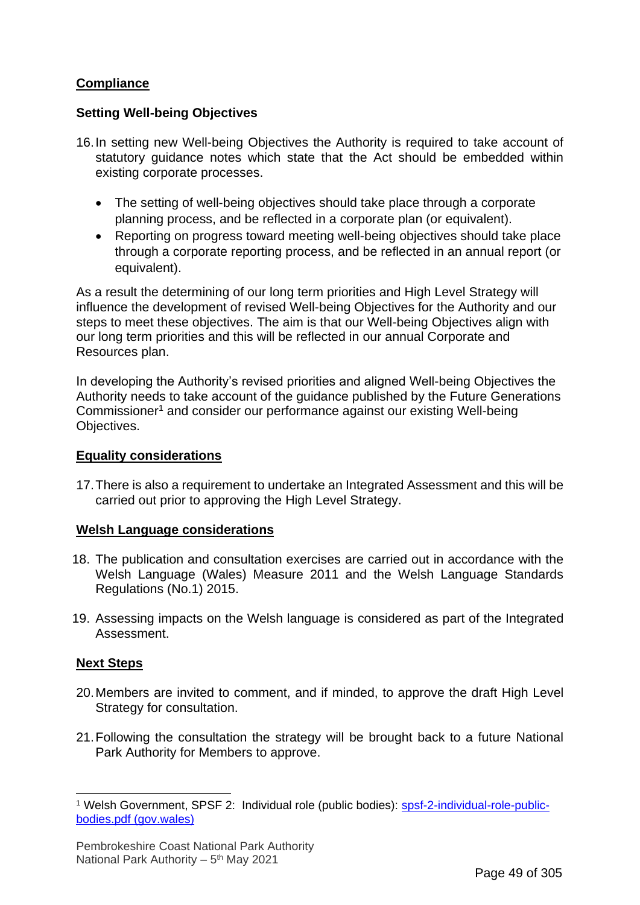## Compliance

### Setting Well-being Objectives

16. In setting new Well-being Objectives the Authority is required to take account of statutory guidance notes which state that the Act should be embedded within existing corporate processes.

    - The setting of well-being objectives should take place through a corporate planning process, and be reflected in a corporate plan (or equivalent).
    - Reporting on progress toward meeting well-being objectives should take place through a corporate reporting process, and be reflected in an annual report (or equivalent).

As a result the determining of our long term priorities and High Level Strategy will influence the development of revised Well-being Objectives for the Authority and our steps to meet these objectives. The aim is that our Well-being Objectives align with our long term priorities and this will be reflected in our annual Corporate and Resources plan.

In developing the Authority's revised priorities and aligned Well-being Objectives the Authority needs to take account of the guidance published by the Future Generations Commissioner[1] and consider our performance against our existing Well-being Objectives.

## Equality considerations

17. There is also a requirement to undertake an Integrated Assessment and this will be carried out prior to approving the High Level Strategy.

## Welsh Language considerations

18. The publication and consultation exercises are carried out in accordance with the Welsh Language (Wales) Measure 2011 and the Welsh Language Standards Regulations (No.1) 2015.

19. Assessing impacts on the Welsh language is considered as part of the Integrated Assessment.

## Next Steps

20. Members are invited to comment, and if minded, to approve the draft High Level Strategy for consultation.

21. Following the consultation the strategy will be brought back to a future National Park Authority for Members to approve.

---

[1] Welsh Government, SPSF 2: Individual role (public bodies): [spsf-2-individual-role-public-bodies.pdf (gov.wales)](spsf-2-individual-role-public-bodies.pdf)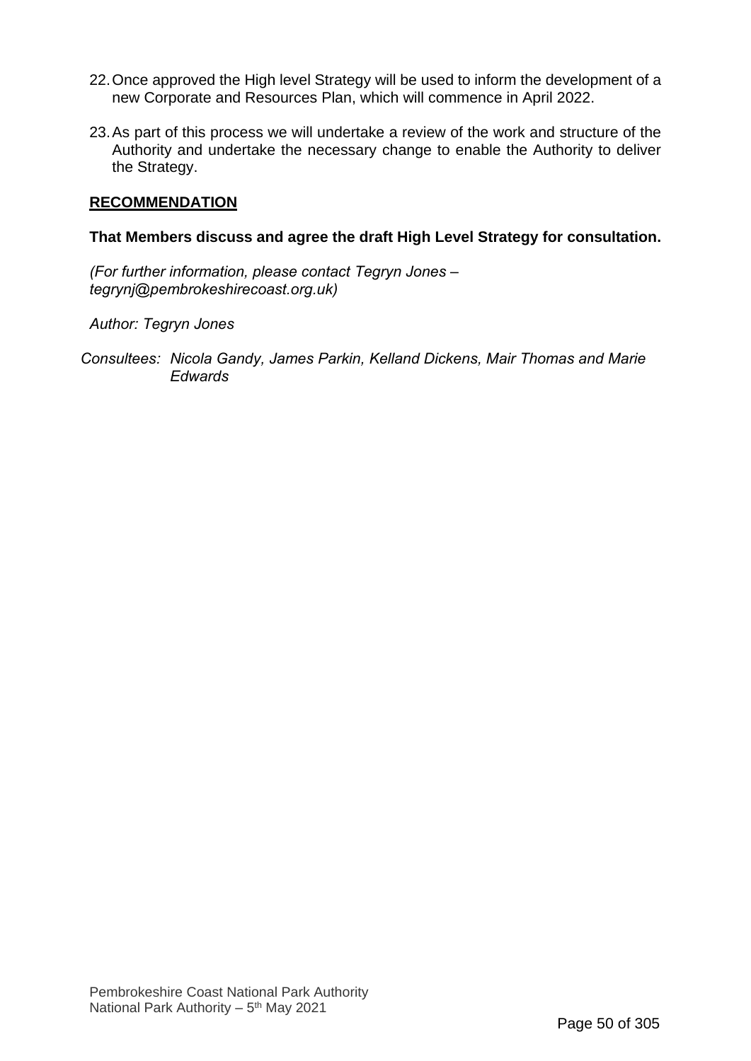22. Once approved the High level Strategy will be used to inform the development of a new Corporate and Resources Plan, which will commence in April 2022.

23. As part of this process we will undertake a review of the work and structure of the Authority and undertake the necessary change to enable the Authority to deliver the Strategy.

**RECOMMENDATION**

**That Members discuss and agree the draft High Level Strategy for consultation.**

*(For further information, please contact Tegryn Jones – tegrynj@pembrokeshirecoast.org.uk)*

*Author: Tegryn Jones*

*Consultees: Nicola Gandy, James Parkin, Kelland Dickens, Mair Thomas and Marie Edwards*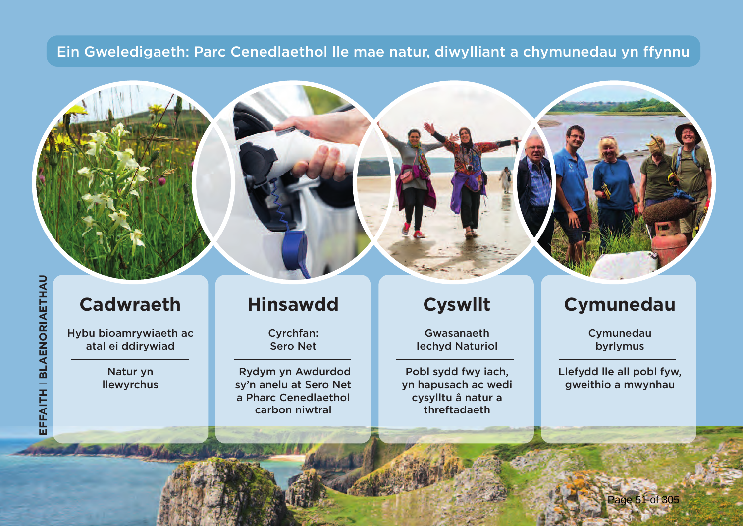# Ein Gweledigaeth: Parc Cenedlaethol lle mae natur, diwylliant a chymunedau yn ffynnu

EFFAITH | BLAENORIAETHAU

## Cadwraeth

Hybu bioamrywiaeth ac atal ei ddirywiad

---

Natur yn llewyrchus

## Hinsawdd

Cyrchfan: Sero Net

---

Rydym yn Awdurdod sy'n anelu at Sero Net a Pharc Cenedlaethol carbon niwtral

## Cyswllt

Gwasanaeth Iechyd Naturiol

---

Pobl sydd fwy iach, yn hapusach ac wedi cysylltu â natur a threftadaeth

## Cymunedau

Cymunedau byrlymus

---

Llefydd lle all pobl fyw, gweithio a mwynhau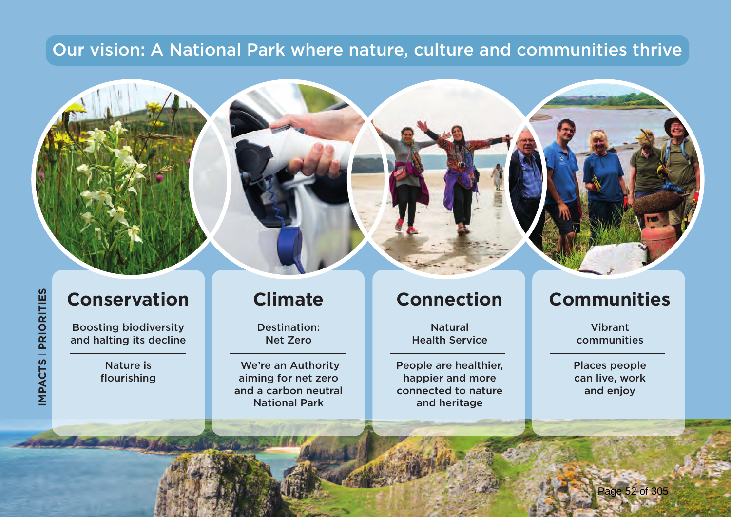## Our vision: A National Park where nature, culture and communities thrive

IMPACTS | PRIORITIES

### Conservation

Boosting biodiversity and halting its decline

Nature is flourishing

### Climate

Destination: Net Zero

We're an Authority aiming for net zero and a carbon neutral National Park

### Connection

Natural Health Service

People are healthier, happier and more connected to nature and heritage

### Communities

Vibrant communities

Places people can live, work and enjoy